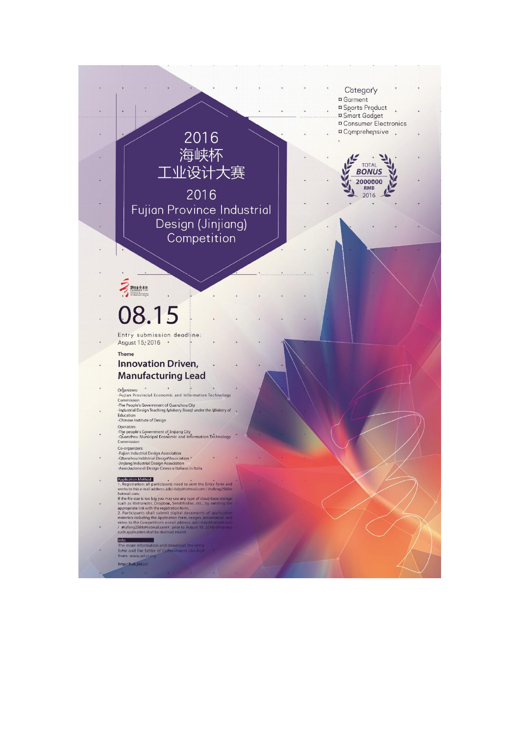# 2016
# 海峡杯
# 工业设计大赛

## 2016 Fujian Province Industrial Design (Jinjiang) Competition

**Category**
- Garment
- Sports Product
- Smart Gadget
- Consumer Electronics
- Comprehensive

TOTAL **BONUS** 2000000 RMB 2016

# 08.15

Entry submission deadline:
August 15, 2016

**Theme**

## Innovation Driven, Manufacturing Lead

Organizers:
- Fujian Provincial Economic and Information Technology Commission
- The People's Government of Quanzhou City
- Industrial Design Teaching Advisory Board under the Ministry of Education
- Chinese Institute of Design

Operators:
- The people's Government of Jinjiang City
- Quanzhou Municipal Economic and Information Technology Commission

Co-organizers:
- Fujian Industrial Design Association
- Quanzhou Industrial Design Association
- Jinjiang Industrial Design Association
- Associazione di Design Cinese e Italiano in Italia

**Application Method**

1. Registration: all participants need to sent the Entry form and works to this e-mail address: adci-italy@hotmail.com / shafeng2588@hotmail.com.
If the file size is too big you may use any type of cloud-base storage such as Wetransfer, Dropbox, Sendthisfile, etc., by sending the appropriate link with the registration form.
2. Participants shall submit digital documents of application materials including the Application Form, images, presentation, and video to the Competition's e-mail address: adci-italy@hotmail.com / shafeng2588@hotmail.com, prior to August 15, 2016; otherwise such application shall be deemed invalid.

**Info:**

The more information and download the entry form and the letter of Commitment can find from: www.adci-it.org

http://hxb.jiid.cc/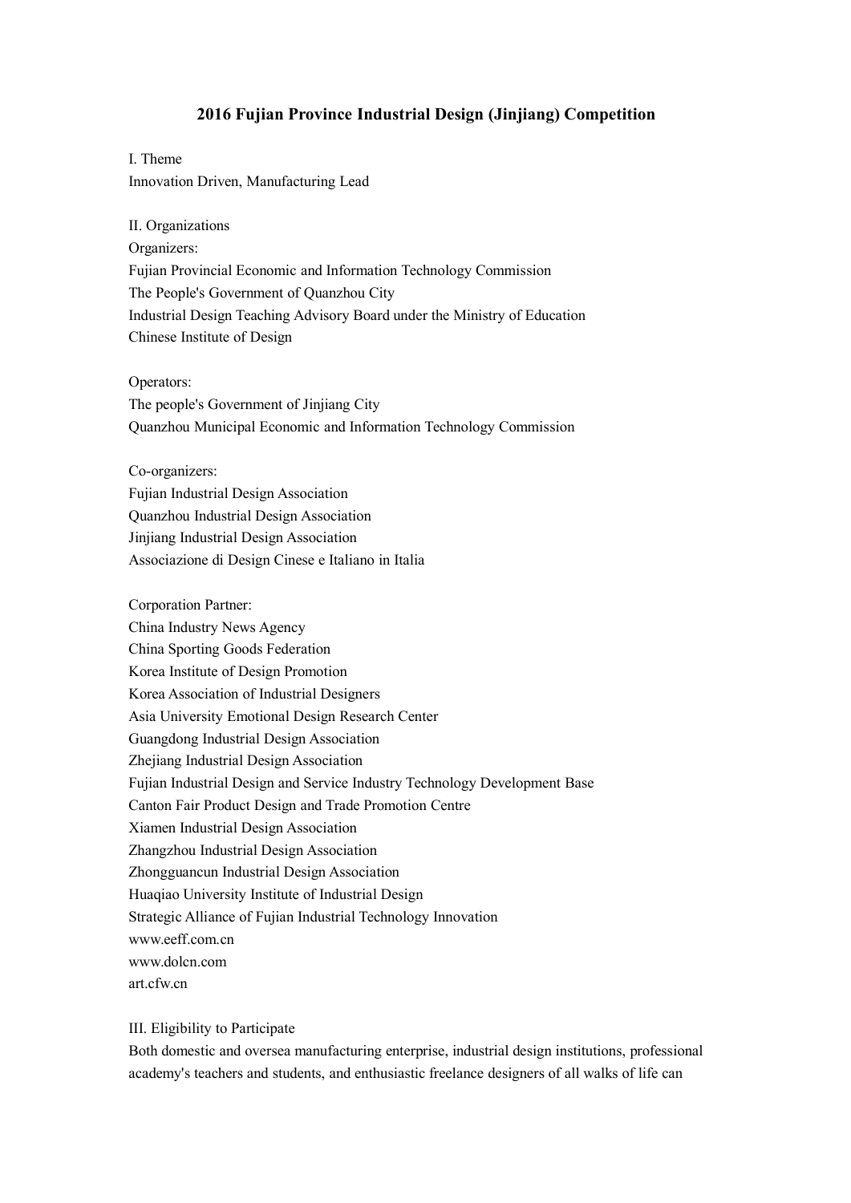# 2016 Fujian Province Industrial Design (Jinjiang) Competition

I. Theme

Innovation Driven, Manufacturing Lead

II. Organizations

Organizers:

Fujian Provincial Economic and Information Technology Commission
The People's Government of Quanzhou City
Industrial Design Teaching Advisory Board under the Ministry of Education
Chinese Institute of Design

Operators:

The people's Government of Jinjiang City
Quanzhou Municipal Economic and Information Technology Commission

Co-organizers:

Fujian Industrial Design Association
Quanzhou Industrial Design Association
Jinjiang Industrial Design Association
Associazione di Design Cinese e Italiano in Italia

Corporation Partner:

China Industry News Agency
China Sporting Goods Federation
Korea Institute of Design Promotion
Korea Association of Industrial Designers
Asia University Emotional Design Research Center
Guangdong Industrial Design Association
Zhejiang Industrial Design Association
Fujian Industrial Design and Service Industry Technology Development Base
Canton Fair Product Design and Trade Promotion Centre
Xiamen Industrial Design Association
Zhangzhou Industrial Design Association
Zhongguancun Industrial Design Association
Huaqiao University Institute of Industrial Design
Strategic Alliance of Fujian Industrial Technology Innovation
www.eeff.com.cn
www.dolcn.com
art.cfw.cn

III. Eligibility to Participate

Both domestic and oversea manufacturing enterprise, industrial design institutions, professional academy's teachers and students, and enthusiastic freelance designers of all walks of life can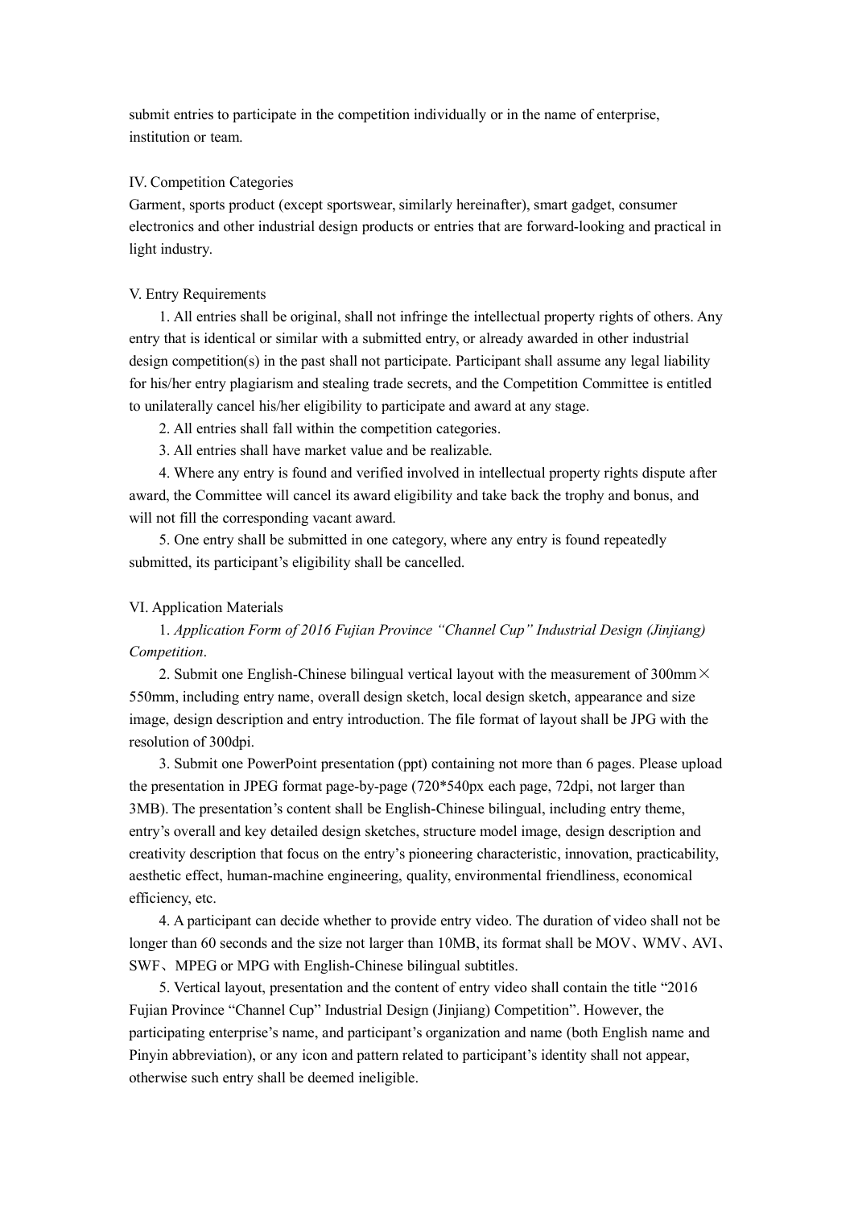submit entries to participate in the competition individually or in the name of enterprise, institution or team.

## IV. Competition Categories

Garment, sports product (except sportswear, similarly hereinafter), smart gadget, consumer electronics and other industrial design products or entries that are forward-looking and practical in light industry.

## V. Entry Requirements

1. All entries shall be original, shall not infringe the intellectual property rights of others. Any entry that is identical or similar with a submitted entry, or already awarded in other industrial design competition(s) in the past shall not participate. Participant shall assume any legal liability for his/her entry plagiarism and stealing trade secrets, and the Competition Committee is entitled to unilaterally cancel his/her eligibility to participate and award at any stage.
2. All entries shall fall within the competition categories.
3. All entries shall have market value and be realizable.
4. Where any entry is found and verified involved in intellectual property rights dispute after award, the Committee will cancel its award eligibility and take back the trophy and bonus, and will not fill the corresponding vacant award.
5. One entry shall be submitted in one category, where any entry is found repeatedly submitted, its participant's eligibility shall be cancelled.

## VI. Application Materials

1. *Application Form of 2016 Fujian Province "Channel Cup" Industrial Design (Jinjiang) Competition*.
2. Submit one English-Chinese bilingual vertical layout with the measurement of 300mm×550mm, including entry name, overall design sketch, local design sketch, appearance and size image, design description and entry introduction. The file format of layout shall be JPG with the resolution of 300dpi.
3. Submit one PowerPoint presentation (ppt) containing not more than 6 pages. Please upload the presentation in JPEG format page-by-page (720*540px each page, 72dpi, not larger than 3MB). The presentation's content shall be English-Chinese bilingual, including entry theme, entry's overall and key detailed design sketches, structure model image, design description and creativity description that focus on the entry's pioneering characteristic, innovation, practicability, aesthetic effect, human-machine engineering, quality, environmental friendliness, economical efficiency, etc.
4. A participant can decide whether to provide entry video. The duration of video shall not be longer than 60 seconds and the size not larger than 10MB, its format shall be MOV、WMV、AVI、SWF、MPEG or MPG with English-Chinese bilingual subtitles.
5. Vertical layout, presentation and the content of entry video shall contain the title "2016 Fujian Province "Channel Cup" Industrial Design (Jinjiang) Competition". However, the participating enterprise's name, and participant's organization and name (both English name and Pinyin abbreviation), or any icon and pattern related to participant's identity shall not appear, otherwise such entry shall be deemed ineligible.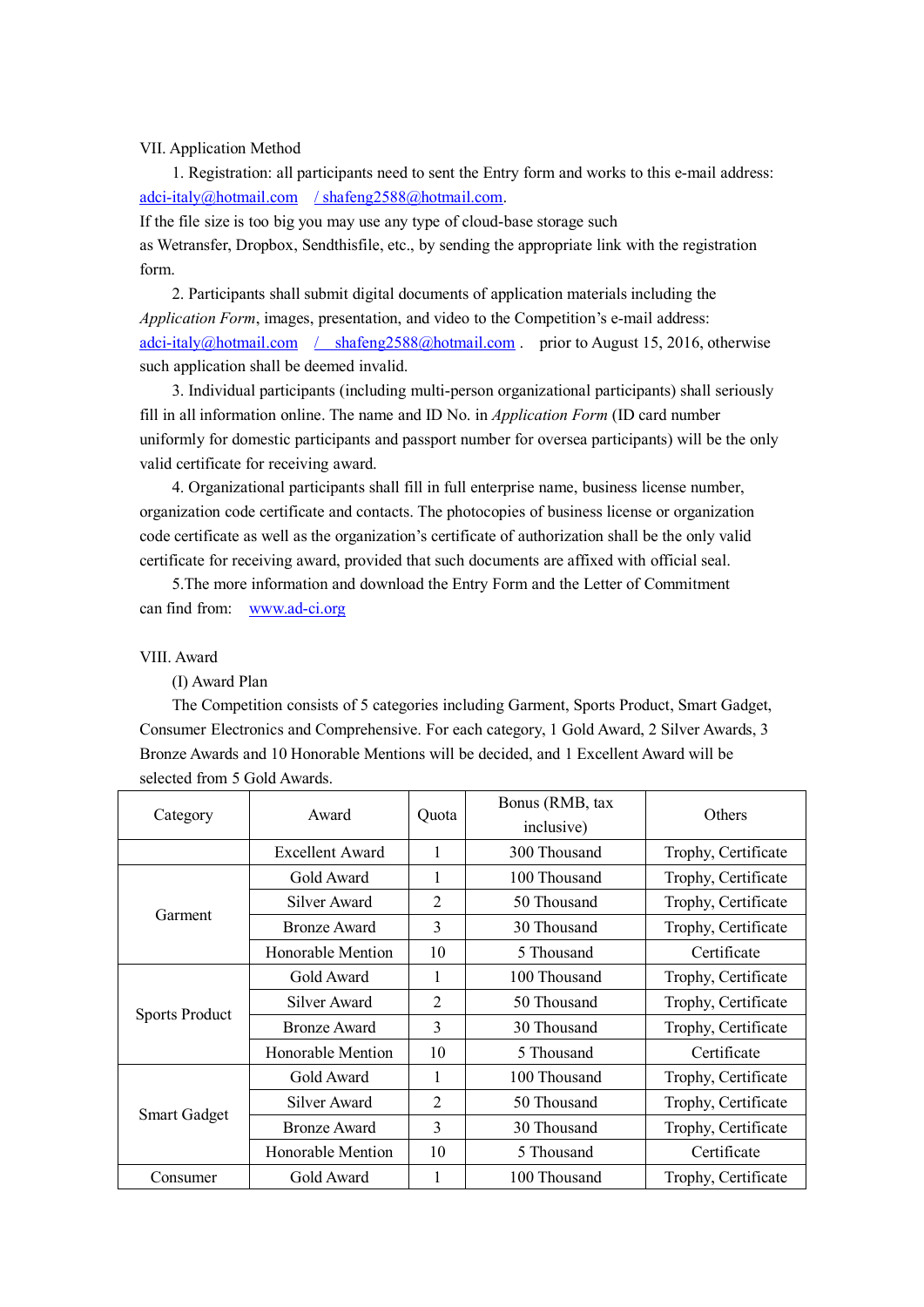VII. Application Method

1. Registration: all participants need to sent the Entry form and works to this e-mail address: adci-italy@hotmail.com / shafeng2588@hotmail.com.
If the file size is too big you may use any type of cloud-base storage such as Wetransfer, Dropbox, Sendthisfile, etc., by sending the appropriate link with the registration form.

2. Participants shall submit digital documents of application materials including the *Application Form*, images, presentation, and video to the Competition's e-mail address: adci-italy@hotmail.com / shafeng2588@hotmail.com . prior to August 15, 2016, otherwise such application shall be deemed invalid.

3. Individual participants (including multi-person organizational participants) shall seriously fill in all information online. The name and ID No. in *Application Form* (ID card number uniformly for domestic participants and passport number for oversea participants) will be the only valid certificate for receiving award.

4. Organizational participants shall fill in full enterprise name, business license number, organization code certificate and contacts. The photocopies of business license or organization code certificate as well as the organization's certificate of authorization shall be the only valid certificate for receiving award, provided that such documents are affixed with official seal.

5.The more information and download the Entry Form and the Letter of Commitment can find from: www.ad-ci.org

VIII. Award

(I) Award Plan

The Competition consists of 5 categories including Garment, Sports Product, Smart Gadget, Consumer Electronics and Comprehensive. For each category, 1 Gold Award, 2 Silver Awards, 3 Bronze Awards and 10 Honorable Mentions will be decided, and 1 Excellent Award will be selected from 5 Gold Awards.

| Category | Award | Quota | Bonus (RMB, tax inclusive) | Others |
|---|---|---|---|---|
| | Excellent Award | 1 | 300 Thousand | Trophy, Certificate |
| Garment | Gold Award | 1 | 100 Thousand | Trophy, Certificate |
| | Silver Award | 2 | 50 Thousand | Trophy, Certificate |
| | Bronze Award | 3 | 30 Thousand | Trophy, Certificate |
| | Honorable Mention | 10 | 5 Thousand | Certificate |
| Sports Product | Gold Award | 1 | 100 Thousand | Trophy, Certificate |
| | Silver Award | 2 | 50 Thousand | Trophy, Certificate |
| | Bronze Award | 3 | 30 Thousand | Trophy, Certificate |
| | Honorable Mention | 10 | 5 Thousand | Certificate |
| Smart Gadget | Gold Award | 1 | 100 Thousand | Trophy, Certificate |
| | Silver Award | 2 | 50 Thousand | Trophy, Certificate |
| | Bronze Award | 3 | 30 Thousand | Trophy, Certificate |
| | Honorable Mention | 10 | 5 Thousand | Certificate |
| Consumer | Gold Award | 1 | 100 Thousand | Trophy, Certificate |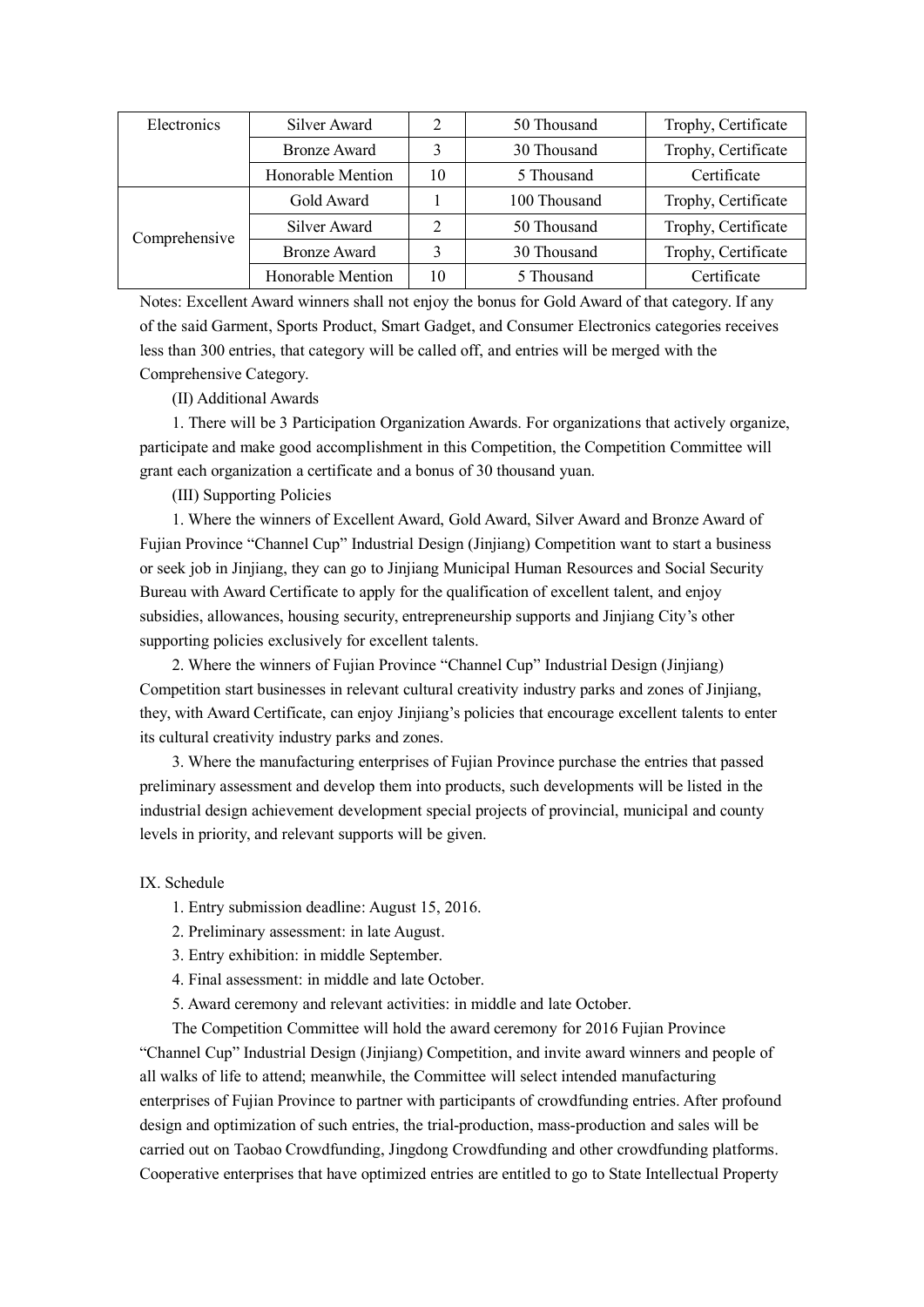| Electronics | Silver Award | 2 | 50 Thousand | Trophy, Certificate |
|---|---|---|---|---|
| | Bronze Award | 3 | 30 Thousand | Trophy, Certificate |
| | Honorable Mention | 10 | 5 Thousand | Certificate |
| Comprehensive | Gold Award | 1 | 100 Thousand | Trophy, Certificate |
| | Silver Award | 2 | 50 Thousand | Trophy, Certificate |
| | Bronze Award | 3 | 30 Thousand | Trophy, Certificate |
| | Honorable Mention | 10 | 5 Thousand | Certificate |

Notes: Excellent Award winners shall not enjoy the bonus for Gold Award of that category. If any of the said Garment, Sports Product, Smart Gadget, and Consumer Electronics categories receives less than 300 entries, that category will be called off, and entries will be merged with the Comprehensive Category.

(II) Additional Awards

1. There will be 3 Participation Organization Awards. For organizations that actively organize, participate and make good accomplishment in this Competition, the Competition Committee will grant each organization a certificate and a bonus of 30 thousand yuan.

(III) Supporting Policies

1. Where the winners of Excellent Award, Gold Award, Silver Award and Bronze Award of Fujian Province "Channel Cup" Industrial Design (Jinjiang) Competition want to start a business or seek job in Jinjiang, they can go to Jinjiang Municipal Human Resources and Social Security Bureau with Award Certificate to apply for the qualification of excellent talent, and enjoy subsidies, allowances, housing security, entrepreneurship supports and Jinjiang City's other supporting policies exclusively for excellent talents.

2. Where the winners of Fujian Province "Channel Cup" Industrial Design (Jinjiang) Competition start businesses in relevant cultural creativity industry parks and zones of Jinjiang, they, with Award Certificate, can enjoy Jinjiang's policies that encourage excellent talents to enter its cultural creativity industry parks and zones.

3. Where the manufacturing enterprises of Fujian Province purchase the entries that passed preliminary assessment and develop them into products, such developments will be listed in the industrial design achievement development special projects of provincial, municipal and county levels in priority, and relevant supports will be given.

IX. Schedule

1. Entry submission deadline: August 15, 2016.
2. Preliminary assessment: in late August.
3. Entry exhibition: in middle September.
4. Final assessment: in middle and late October.
5. Award ceremony and relevant activities: in middle and late October.

The Competition Committee will hold the award ceremony for 2016 Fujian Province "Channel Cup" Industrial Design (Jinjiang) Competition, and invite award winners and people of all walks of life to attend; meanwhile, the Committee will select intended manufacturing enterprises of Fujian Province to partner with participants of crowdfunding entries. After profound design and optimization of such entries, the trial-production, mass-production and sales will be carried out on Taobao Crowdfunding, Jingdong Crowdfunding and other crowdfunding platforms. Cooperative enterprises that have optimized entries are entitled to go to State Intellectual Property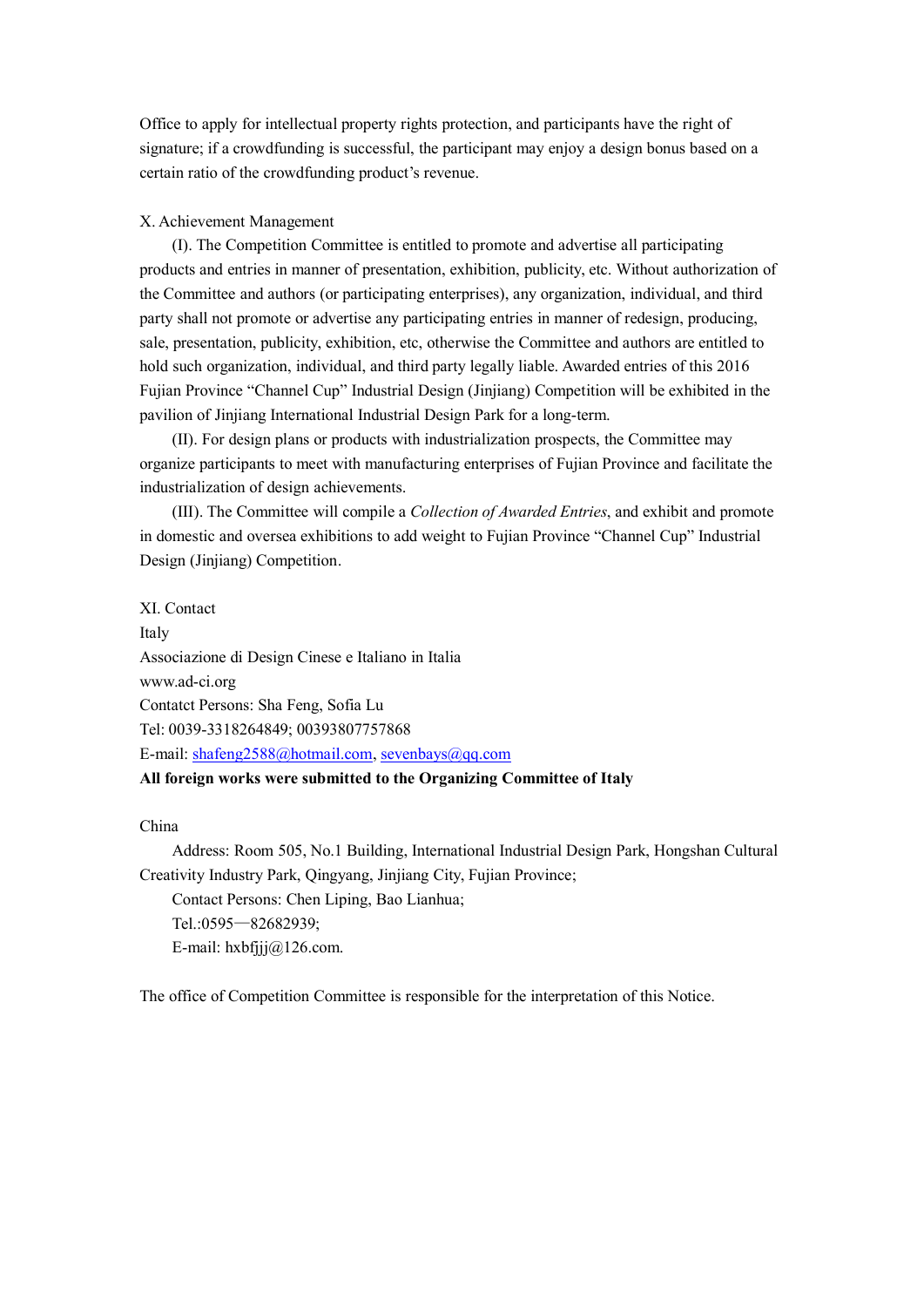Office to apply for intellectual property rights protection, and participants have the right of signature; if a crowdfunding is successful, the participant may enjoy a design bonus based on a certain ratio of the crowdfunding product's revenue.

## X. Achievement Management

(I). The Competition Committee is entitled to promote and advertise all participating products and entries in manner of presentation, exhibition, publicity, etc. Without authorization of the Committee and authors (or participating enterprises), any organization, individual, and third party shall not promote or advertise any participating entries in manner of redesign, producing, sale, presentation, publicity, exhibition, etc, otherwise the Committee and authors are entitled to hold such organization, individual, and third party legally liable. Awarded entries of this 2016 Fujian Province "Channel Cup" Industrial Design (Jinjiang) Competition will be exhibited in the pavilion of Jinjiang International Industrial Design Park for a long-term.

(II). For design plans or products with industrialization prospects, the Committee may organize participants to meet with manufacturing enterprises of Fujian Province and facilitate the industrialization of design achievements.

(III). The Committee will compile a *Collection of Awarded Entries*, and exhibit and promote in domestic and oversea exhibitions to add weight to Fujian Province "Channel Cup" Industrial Design (Jinjiang) Competition.

## XI. Contact

Italy

Associazione di Design Cinese e Italiano in Italia

www.ad-ci.org

Contatct Persons: Sha Feng, Sofia Lu

Tel: 0039-3318264849; 00393807757868

E-mail: shafeng2588@hotmail.com, sevenbays@qq.com

**All foreign works were submitted to the Organizing Committee of Italy**

China

Address: Room 505, No.1 Building, International Industrial Design Park, Hongshan Cultural Creativity Industry Park, Qingyang, Jinjiang City, Fujian Province;

Contact Persons: Chen Liping, Bao Lianhua;

Tel.:0595—82682939;

E-mail: hxbfjjj@126.com.

The office of Competition Committee is responsible for the interpretation of this Notice.